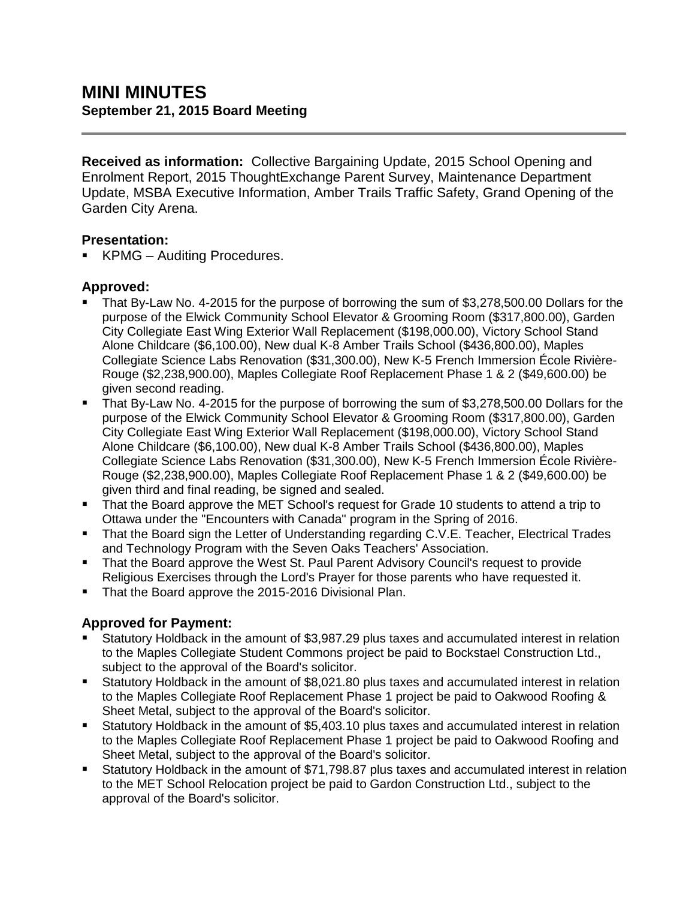# MINI MINUTES

**September 21, 2015 Board Meeting**

---

**Received as information:** Collective Bargaining Update, 2015 School Opening and Enrolment Report, 2015 ThoughtExchange Parent Survey, Maintenance Department Update, MSBA Executive Information, Amber Trails Traffic Safety, Grand Opening of the Garden City Arena.

### Presentation:

- KPMG – Auditing Procedures.

### Approved:

- That By-Law No. 4-2015 for the purpose of borrowing the sum of $3,278,500.00 Dollars for the purpose of the Elwick Community School Elevator & Grooming Room ($317,800.00), Garden City Collegiate East Wing Exterior Wall Replacement ($198,000.00), Victory School Stand Alone Childcare ($6,100.00), New dual K-8 Amber Trails School ($436,800.00), Maples Collegiate Science Labs Renovation ($31,300.00), New K-5 French Immersion École Rivière-Rouge ($2,238,900.00), Maples Collegiate Roof Replacement Phase 1 & 2 ($49,600.00) be given second reading.
- That By-Law No. 4-2015 for the purpose of borrowing the sum of $3,278,500.00 Dollars for the purpose of the Elwick Community School Elevator & Grooming Room ($317,800.00), Garden City Collegiate East Wing Exterior Wall Replacement ($198,000.00), Victory School Stand Alone Childcare ($6,100.00), New dual K-8 Amber Trails School ($436,800.00), Maples Collegiate Science Labs Renovation ($31,300.00), New K-5 French Immersion École Rivière-Rouge ($2,238,900.00), Maples Collegiate Roof Replacement Phase 1 & 2 ($49,600.00) be given third and final reading, be signed and sealed.
- That the Board approve the MET School's request for Grade 10 students to attend a trip to Ottawa under the "Encounters with Canada" program in the Spring of 2016.
- That the Board sign the Letter of Understanding regarding C.V.E. Teacher, Electrical Trades and Technology Program with the Seven Oaks Teachers' Association.
- That the Board approve the West St. Paul Parent Advisory Council's request to provide Religious Exercises through the Lord's Prayer for those parents who have requested it.
- That the Board approve the 2015-2016 Divisional Plan.

### Approved for Payment:

- Statutory Holdback in the amount of $3,987.29 plus taxes and accumulated interest in relation to the Maples Collegiate Student Commons project be paid to Bockstael Construction Ltd., subject to the approval of the Board's solicitor.
- Statutory Holdback in the amount of $8,021.80 plus taxes and accumulated interest in relation to the Maples Collegiate Roof Replacement Phase 1 project be paid to Oakwood Roofing & Sheet Metal, subject to the approval of the Board's solicitor.
- Statutory Holdback in the amount of $5,403.10 plus taxes and accumulated interest in relation to the Maples Collegiate Roof Replacement Phase 1 project be paid to Oakwood Roofing and Sheet Metal, subject to the approval of the Board's solicitor.
- Statutory Holdback in the amount of $71,798.87 plus taxes and accumulated interest in relation to the MET School Relocation project be paid to Gardon Construction Ltd., subject to the approval of the Board's solicitor.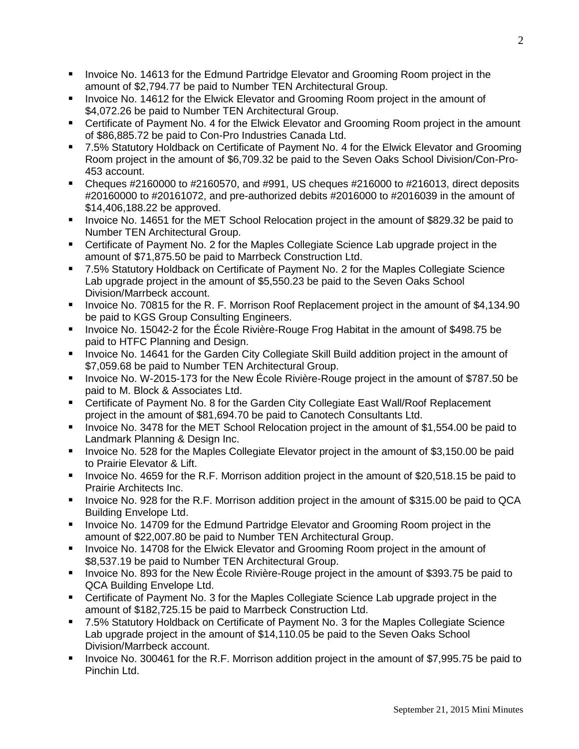- Invoice No. 14613 for the Edmund Partridge Elevator and Grooming Room project in the amount of $2,794.77 be paid to Number TEN Architectural Group.
- Invoice No. 14612 for the Elwick Elevator and Grooming Room project in the amount of $4,072.26 be paid to Number TEN Architectural Group.
- Certificate of Payment No. 4 for the Elwick Elevator and Grooming Room project in the amount of $86,885.72 be paid to Con-Pro Industries Canada Ltd.
- 7.5% Statutory Holdback on Certificate of Payment No. 4 for the Elwick Elevator and Grooming Room project in the amount of $6,709.32 be paid to the Seven Oaks School Division/Con-Pro-453 account.
- Cheques #2160000 to #2160570, and #991, US cheques #216000 to #216013, direct deposits #20160000 to #20161072, and pre-authorized debits #2016000 to #2016039 in the amount of $14,406,188.22 be approved.
- Invoice No. 14651 for the MET School Relocation project in the amount of $829.32 be paid to Number TEN Architectural Group.
- Certificate of Payment No. 2 for the Maples Collegiate Science Lab upgrade project in the amount of $71,875.50 be paid to Marrbeck Construction Ltd.
- 7.5% Statutory Holdback on Certificate of Payment No. 2 for the Maples Collegiate Science Lab upgrade project in the amount of $5,550.23 be paid to the Seven Oaks School Division/Marrbeck account.
- Invoice No. 70815 for the R. F. Morrison Roof Replacement project in the amount of $4,134.90 be paid to KGS Group Consulting Engineers.
- Invoice No. 15042-2 for the École Rivière-Rouge Frog Habitat in the amount of $498.75 be paid to HTFC Planning and Design.
- Invoice No. 14641 for the Garden City Collegiate Skill Build addition project in the amount of $7,059.68 be paid to Number TEN Architectural Group.
- Invoice No. W-2015-173 for the New École Rivière-Rouge project in the amount of $787.50 be paid to M. Block & Associates Ltd.
- Certificate of Payment No. 8 for the Garden City Collegiate East Wall/Roof Replacement project in the amount of $81,694.70 be paid to Canotech Consultants Ltd.
- Invoice No. 3478 for the MET School Relocation project in the amount of $1,554.00 be paid to Landmark Planning & Design Inc.
- Invoice No. 528 for the Maples Collegiate Elevator project in the amount of $3,150.00 be paid to Prairie Elevator & Lift.
- Invoice No. 4659 for the R.F. Morrison addition project in the amount of $20,518.15 be paid to Prairie Architects Inc.
- Invoice No. 928 for the R.F. Morrison addition project in the amount of $315.00 be paid to QCA Building Envelope Ltd.
- Invoice No. 14709 for the Edmund Partridge Elevator and Grooming Room project in the amount of $22,007.80 be paid to Number TEN Architectural Group.
- Invoice No. 14708 for the Elwick Elevator and Grooming Room project in the amount of $8,537.19 be paid to Number TEN Architectural Group.
- Invoice No. 893 for the New École Rivière-Rouge project in the amount of $393.75 be paid to QCA Building Envelope Ltd.
- Certificate of Payment No. 3 for the Maples Collegiate Science Lab upgrade project in the amount of $182,725.15 be paid to Marrbeck Construction Ltd.
- 7.5% Statutory Holdback on Certificate of Payment No. 3 for the Maples Collegiate Science Lab upgrade project in the amount of $14,110.05 be paid to the Seven Oaks School Division/Marrbeck account.
- Invoice No. 300461 for the R.F. Morrison addition project in the amount of $7,995.75 be paid to Pinchin Ltd.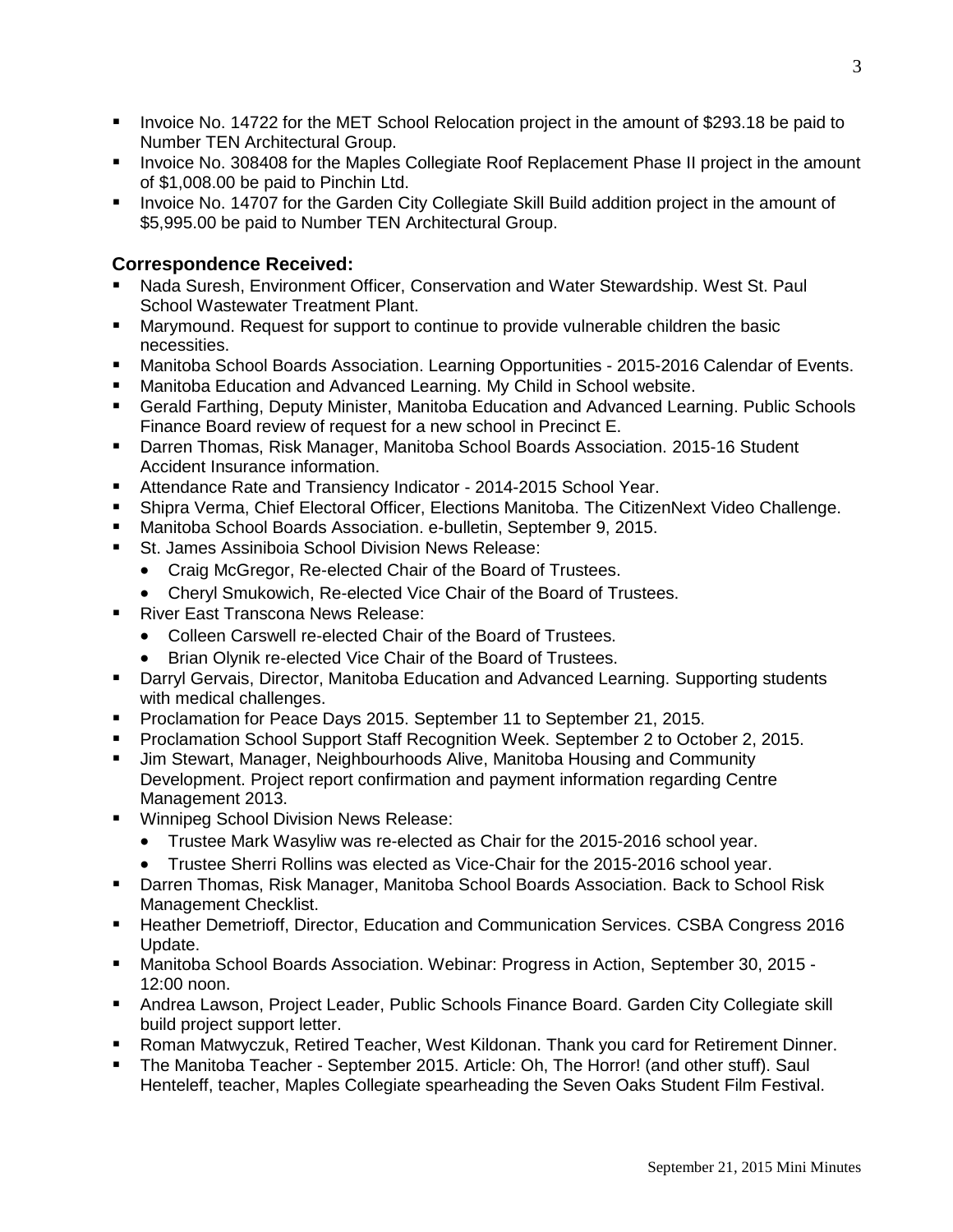- Invoice No. 14722 for the MET School Relocation project in the amount of $293.18 be paid to Number TEN Architectural Group.
- Invoice No. 308408 for the Maples Collegiate Roof Replacement Phase II project in the amount of $1,008.00 be paid to Pinchin Ltd.
- Invoice No. 14707 for the Garden City Collegiate Skill Build addition project in the amount of $5,995.00 be paid to Number TEN Architectural Group.

### Correspondence Received:

- Nada Suresh, Environment Officer, Conservation and Water Stewardship. West St. Paul School Wastewater Treatment Plant.
- Marymound. Request for support to continue to provide vulnerable children the basic necessities.
- Manitoba School Boards Association. Learning Opportunities - 2015-2016 Calendar of Events.
- Manitoba Education and Advanced Learning. My Child in School website.
- Gerald Farthing, Deputy Minister, Manitoba Education and Advanced Learning. Public Schools Finance Board review of request for a new school in Precinct E.
- Darren Thomas, Risk Manager, Manitoba School Boards Association. 2015-16 Student Accident Insurance information.
- Attendance Rate and Transiency Indicator - 2014-2015 School Year.
- Shipra Verma, Chief Electoral Officer, Elections Manitoba. The CitizenNext Video Challenge.
- Manitoba School Boards Association. e-bulletin, September 9, 2015.
- St. James Assiniboia School Division News Release:
  - Craig McGregor, Re-elected Chair of the Board of Trustees.
  - Cheryl Smukowich, Re-elected Vice Chair of the Board of Trustees.
- River East Transcona News Release:
  - Colleen Carswell re-elected Chair of the Board of Trustees.
  - Brian Olynik re-elected Vice Chair of the Board of Trustees.
- Darryl Gervais, Director, Manitoba Education and Advanced Learning. Supporting students with medical challenges.
- Proclamation for Peace Days 2015. September 11 to September 21, 2015.
- Proclamation School Support Staff Recognition Week. September 2 to October 2, 2015.
- Jim Stewart, Manager, Neighbourhoods Alive, Manitoba Housing and Community Development. Project report confirmation and payment information regarding Centre Management 2013.
- Winnipeg School Division News Release:
  - Trustee Mark Wasyliw was re-elected as Chair for the 2015-2016 school year.
  - Trustee Sherri Rollins was elected as Vice-Chair for the 2015-2016 school year.
- Darren Thomas, Risk Manager, Manitoba School Boards Association. Back to School Risk Management Checklist.
- Heather Demetrioff, Director, Education and Communication Services. CSBA Congress 2016 Update.
- Manitoba School Boards Association. Webinar: Progress in Action, September 30, 2015 - 12:00 noon.
- Andrea Lawson, Project Leader, Public Schools Finance Board. Garden City Collegiate skill build project support letter.
- Roman Matwyczuk, Retired Teacher, West Kildonan. Thank you card for Retirement Dinner.
- The Manitoba Teacher - September 2015. Article: Oh, The Horror! (and other stuff). Saul Henteleff, teacher, Maples Collegiate spearheading the Seven Oaks Student Film Festival.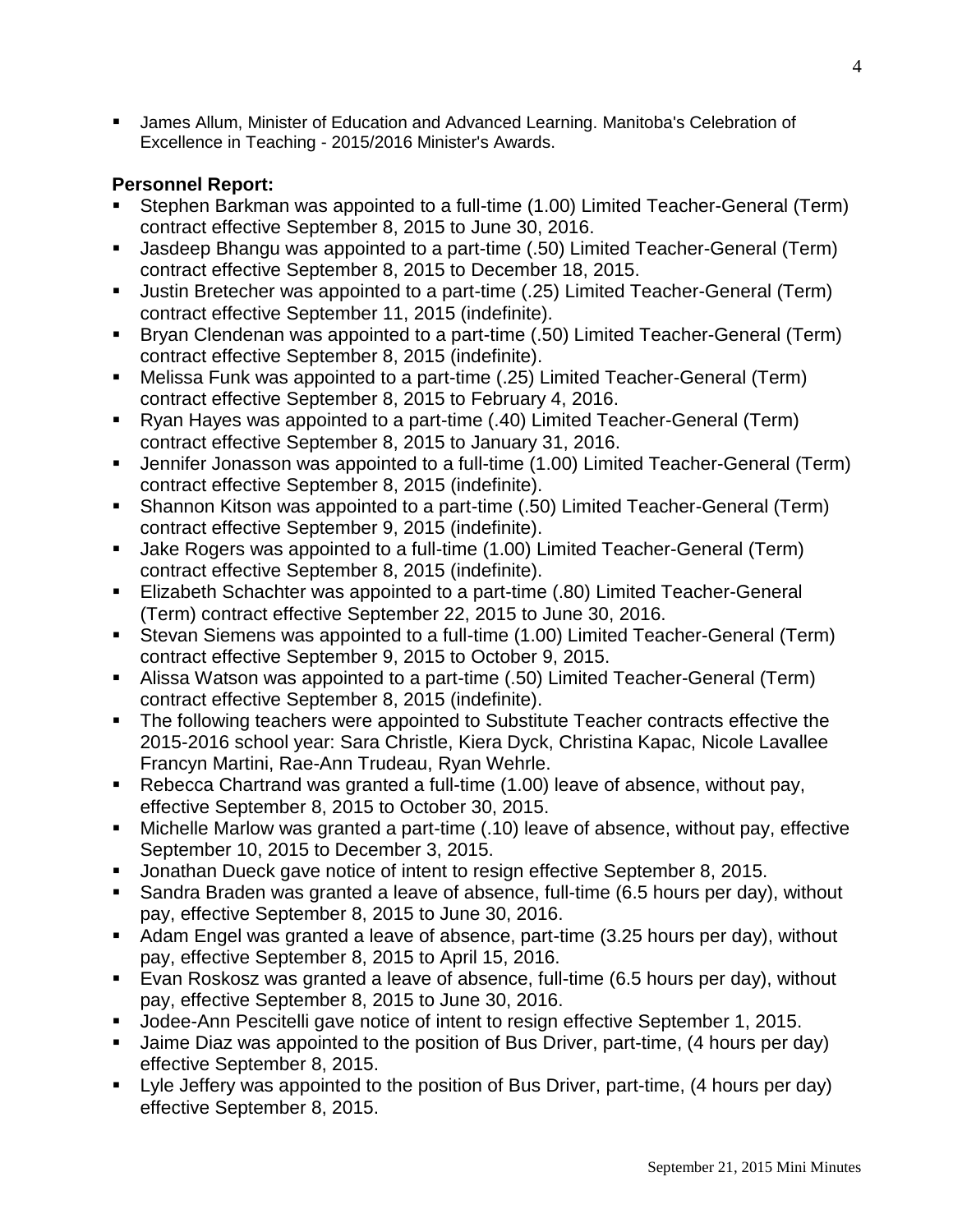- James Allum, Minister of Education and Advanced Learning. Manitoba's Celebration of Excellence in Teaching - 2015/2016 Minister's Awards.

**Personnel Report:**

- Stephen Barkman was appointed to a full-time (1.00) Limited Teacher-General (Term) contract effective September 8, 2015 to June 30, 2016.
- Jasdeep Bhangu was appointed to a part-time (.50) Limited Teacher-General (Term) contract effective September 8, 2015 to December 18, 2015.
- Justin Bretecher was appointed to a part-time (.25) Limited Teacher-General (Term) contract effective September 11, 2015 (indefinite).
- Bryan Clendenan was appointed to a part-time (.50) Limited Teacher-General (Term) contract effective September 8, 2015 (indefinite).
- Melissa Funk was appointed to a part-time (.25) Limited Teacher-General (Term) contract effective September 8, 2015 to February 4, 2016.
- Ryan Hayes was appointed to a part-time (.40) Limited Teacher-General (Term) contract effective September 8, 2015 to January 31, 2016.
- Jennifer Jonasson was appointed to a full-time (1.00) Limited Teacher-General (Term) contract effective September 8, 2015 (indefinite).
- Shannon Kitson was appointed to a part-time (.50) Limited Teacher-General (Term) contract effective September 9, 2015 (indefinite).
- Jake Rogers was appointed to a full-time (1.00) Limited Teacher-General (Term) contract effective September 8, 2015 (indefinite).
- Elizabeth Schachter was appointed to a part-time (.80) Limited Teacher-General (Term) contract effective September 22, 2015 to June 30, 2016.
- Stevan Siemens was appointed to a full-time (1.00) Limited Teacher-General (Term) contract effective September 9, 2015 to October 9, 2015.
- Alissa Watson was appointed to a part-time (.50) Limited Teacher-General (Term) contract effective September 8, 2015 (indefinite).
- The following teachers were appointed to Substitute Teacher contracts effective the 2015-2016 school year: Sara Christle, Kiera Dyck, Christina Kapac, Nicole Lavallee Francyn Martini, Rae-Ann Trudeau, Ryan Wehrle.
- Rebecca Chartrand was granted a full-time (1.00) leave of absence, without pay, effective September 8, 2015 to October 30, 2015.
- Michelle Marlow was granted a part-time (.10) leave of absence, without pay, effective September 10, 2015 to December 3, 2015.
- Jonathan Dueck gave notice of intent to resign effective September 8, 2015.
- Sandra Braden was granted a leave of absence, full-time (6.5 hours per day), without pay, effective September 8, 2015 to June 30, 2016.
- Adam Engel was granted a leave of absence, part-time (3.25 hours per day), without pay, effective September 8, 2015 to April 15, 2016.
- Evan Roskosz was granted a leave of absence, full-time (6.5 hours per day), without pay, effective September 8, 2015 to June 30, 2016.
- Jodee-Ann Pescitelli gave notice of intent to resign effective September 1, 2015.
- Jaime Diaz was appointed to the position of Bus Driver, part-time, (4 hours per day) effective September 8, 2015.
- Lyle Jeffery was appointed to the position of Bus Driver, part-time, (4 hours per day) effective September 8, 2015.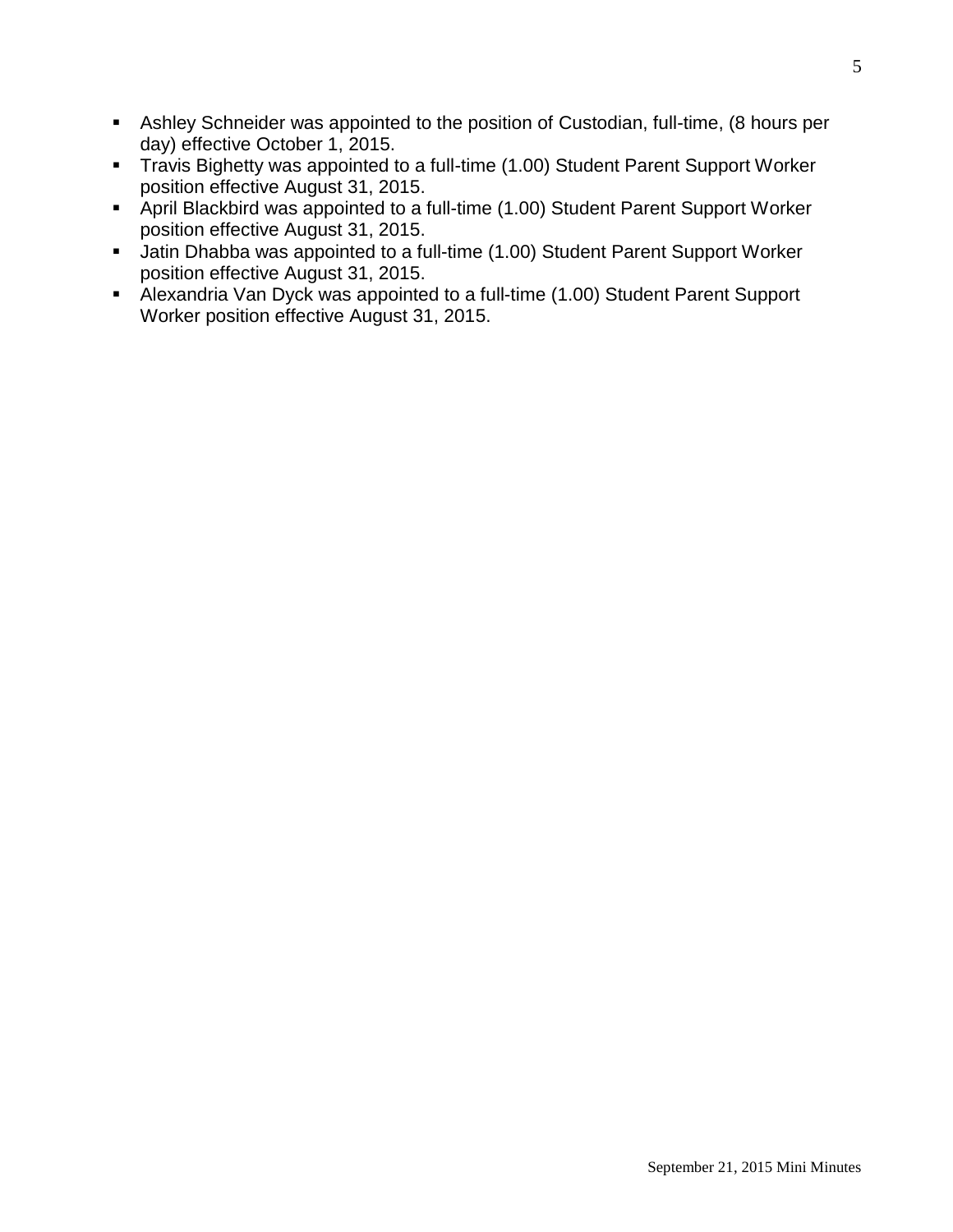- Ashley Schneider was appointed to the position of Custodian, full-time, (8 hours per day) effective October 1, 2015.
- Travis Bighetty was appointed to a full-time (1.00) Student Parent Support Worker position effective August 31, 2015.
- April Blackbird was appointed to a full-time (1.00) Student Parent Support Worker position effective August 31, 2015.
- Jatin Dhabba was appointed to a full-time (1.00) Student Parent Support Worker position effective August 31, 2015.
- Alexandria Van Dyck was appointed to a full-time (1.00) Student Parent Support Worker position effective August 31, 2015.